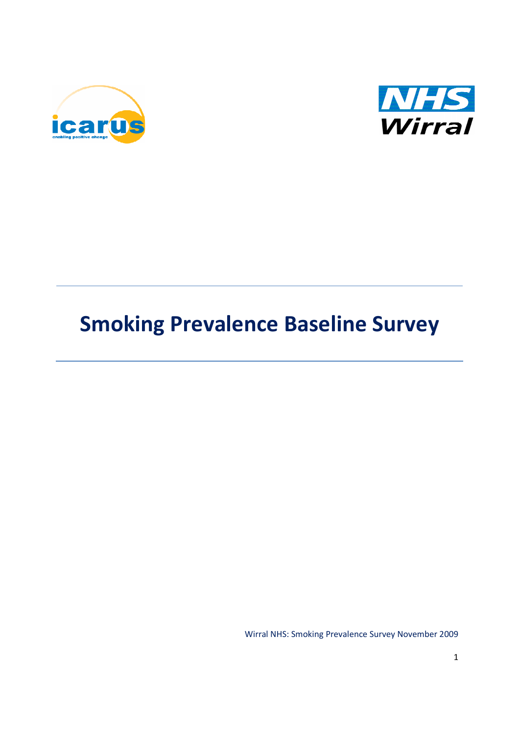# Smoking Prevalence Baseline Survey

Wirral NHS: Smoking Prevalence Survey November 2009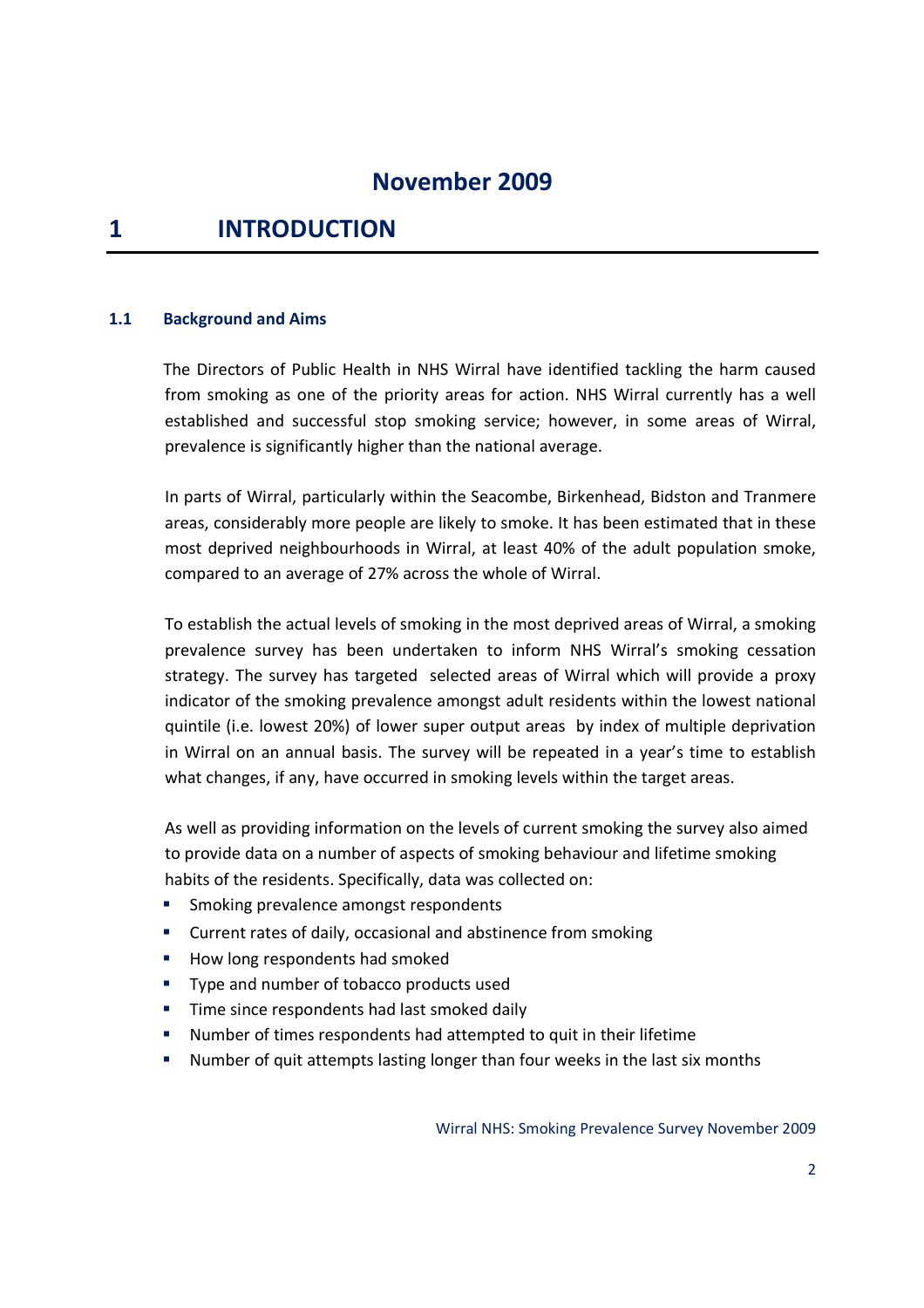## November 2009

# 1 INTRODUCTION

### 1.1 Background and Aims

The Directors of Public Health in NHS Wirral have identified tackling the harm caused from smoking as one of the priority areas for action. NHS Wirral currently has a well established and successful stop smoking service; however, in some areas of Wirral, prevalence is significantly higher than the national average.

In parts of Wirral, particularly within the Seacombe, Birkenhead, Bidston and Tranmere areas, considerably more people are likely to smoke. It has been estimated that in these most deprived neighbourhoods in Wirral, at least 40% of the adult population smoke, compared to an average of 27% across the whole of Wirral.

To establish the actual levels of smoking in the most deprived areas of Wirral, a smoking prevalence survey has been undertaken to inform NHS Wirral's smoking cessation strategy. The survey has targeted selected areas of Wirral which will provide a proxy indicator of the smoking prevalence amongst adult residents within the lowest national quintile (i.e. lowest 20%) of lower super output areas by index of multiple deprivation in Wirral on an annual basis. The survey will be repeated in a year's time to establish what changes, if any, have occurred in smoking levels within the target areas.

As well as providing information on the levels of current smoking the survey also aimed to provide data on a number of aspects of smoking behaviour and lifetime smoking habits of the residents. Specifically, data was collected on:

- Smoking prevalence amongst respondents
- Current rates of daily, occasional and abstinence from smoking
- How long respondents had smoked
- Type and number of tobacco products used
- Time since respondents had last smoked daily
- Number of times respondents had attempted to quit in their lifetime
- Number of quit attempts lasting longer than four weeks in the last six months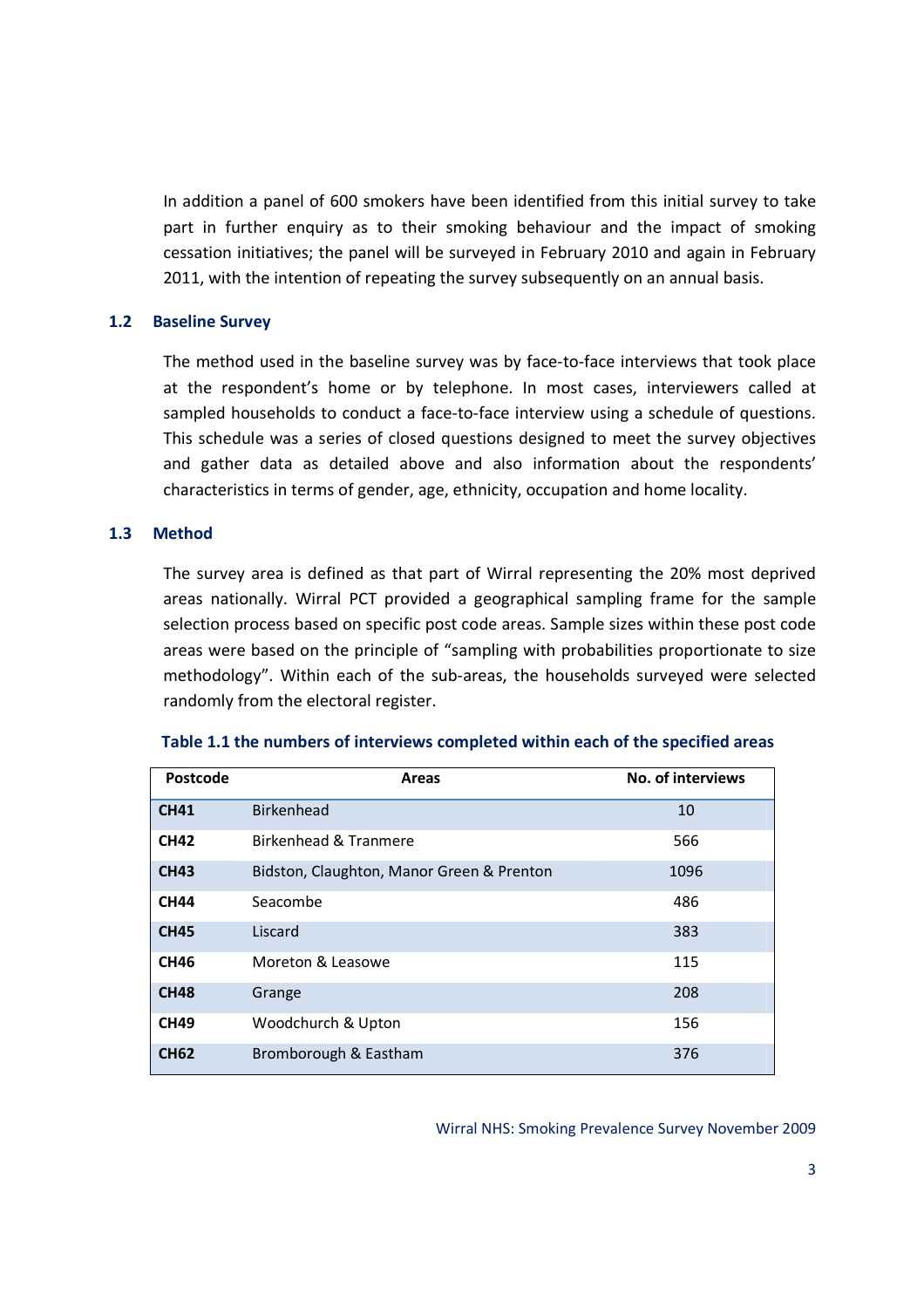In addition a panel of 600 smokers have been identified from this initial survey to take part in further enquiry as to their smoking behaviour and the impact of smoking cessation initiatives; the panel will be surveyed in February 2010 and again in February 2011, with the intention of repeating the survey subsequently on an annual basis.

## 1.2 Baseline Survey

The method used in the baseline survey was by face-to-face interviews that took place at the respondent's home or by telephone. In most cases, interviewers called at sampled households to conduct a face-to-face interview using a schedule of questions. This schedule was a series of closed questions designed to meet the survey objectives and gather data as detailed above and also information about the respondents' characteristics in terms of gender, age, ethnicity, occupation and home locality.

## 1.3 Method

The survey area is defined as that part of Wirral representing the 20% most deprived areas nationally. Wirral PCT provided a geographical sampling frame for the sample selection process based on specific post code areas. Sample sizes within these post code areas were based on the principle of "sampling with probabilities proportionate to size methodology". Within each of the sub-areas, the households surveyed were selected randomly from the electoral register.

**Table 1.1 the numbers of interviews completed within each of the specified areas**

| Postcode | Areas | No. of interviews |
|---|---|---|
| **CH41** | Birkenhead | 10 |
| **CH42** | Birkenhead & Tranmere | 566 |
| **CH43** | Bidston, Claughton, Manor Green & Prenton | 1096 |
| **CH44** | Seacombe | 486 |
| **CH45** | Liscard | 383 |
| **CH46** | Moreton & Leasowe | 115 |
| **CH48** | Grange | 208 |
| **CH49** | Woodchurch & Upton | 156 |
| **CH62** | Bromborough & Eastham | 376 |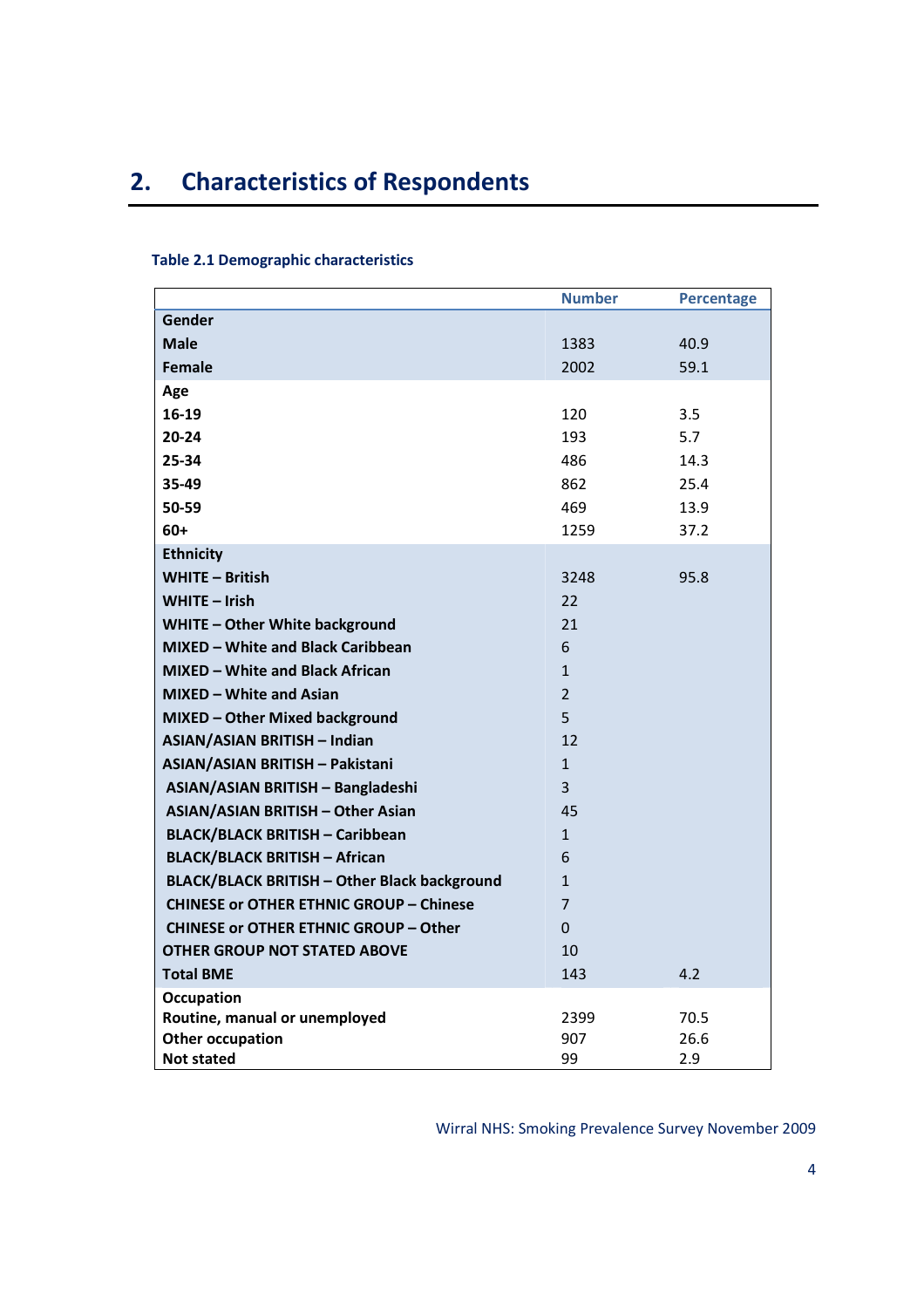## 2. Characteristics of Respondents

**Table 2.1 Demographic characteristics**

| | Number | Percentage |
|---|---|---|
| **Gender** | | |
| **Male** | 1383 | 40.9 |
| **Female** | 2002 | 59.1 |
| **Age** | | |
| **16-19** | 120 | 3.5 |
| **20-24** | 193 | 5.7 |
| **25-34** | 486 | 14.3 |
| **35-49** | 862 | 25.4 |
| **50-59** | 469 | 13.9 |
| **60+** | 1259 | 37.2 |
| **Ethnicity** | | |
| **WHITE – British** | 3248 | 95.8 |
| **WHITE – Irish** | 22 | |
| **WHITE – Other White background** | 21 | |
| **MIXED – White and Black Caribbean** | 6 | |
| **MIXED – White and Black African** | 1 | |
| **MIXED – White and Asian** | 2 | |
| **MIXED – Other Mixed background** | 5 | |
| **ASIAN/ASIAN BRITISH – Indian** | 12 | |
| **ASIAN/ASIAN BRITISH – Pakistani** | 1 | |
| **ASIAN/ASIAN BRITISH – Bangladeshi** | 3 | |
| **ASIAN/ASIAN BRITISH – Other Asian** | 45 | |
| **BLACK/BLACK BRITISH – Caribbean** | 1 | |
| **BLACK/BLACK BRITISH – African** | 6 | |
| **BLACK/BLACK BRITISH – Other Black background** | 1 | |
| **CHINESE or OTHER ETHNIC GROUP – Chinese** | 7 | |
| **CHINESE or OTHER ETHNIC GROUP – Other** | 0 | |
| **OTHER GROUP NOT STATED ABOVE** | 10 | |
| **Total BME** | 143 | 4.2 |
| **Occupation** | | |
| **Routine, manual or unemployed** | 2399 | 70.5 |
| **Other occupation** | 907 | 26.6 |
| **Not stated** | 99 | 2.9 |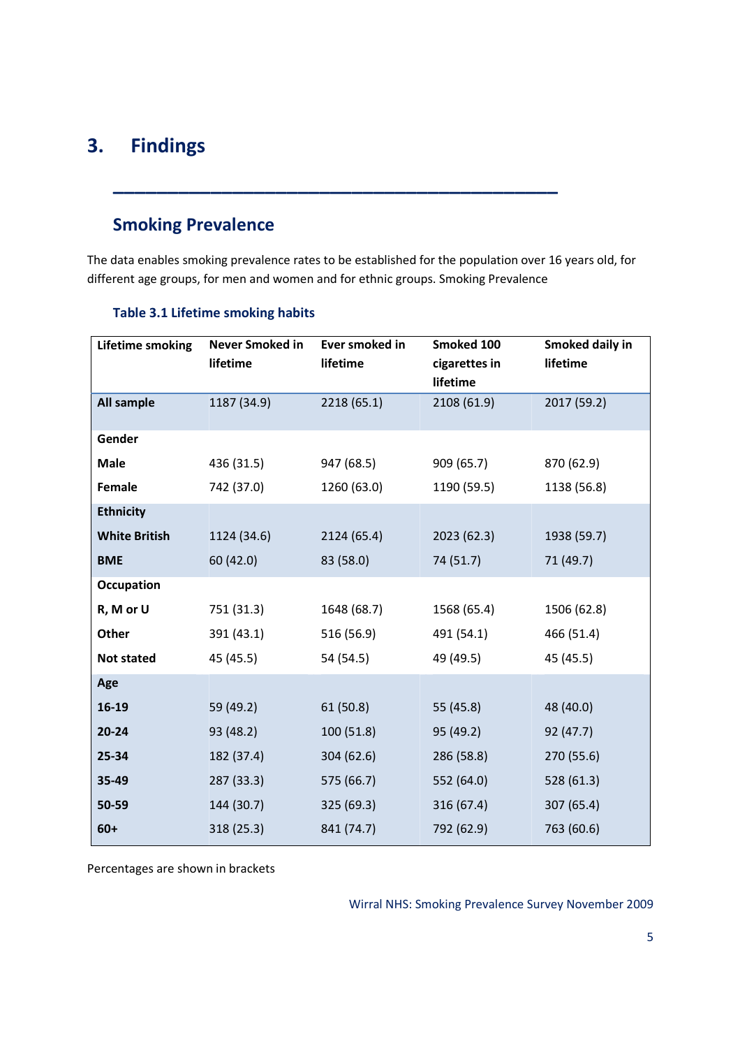# 3. Findings

## Smoking Prevalence

The data enables smoking prevalence rates to be established for the population over 16 years old, for different age groups, for men and women and for ethnic groups. Smoking Prevalence

### Table 3.1 Lifetime smoking habits

| Lifetime smoking | Never Smoked in lifetime | Ever smoked in lifetime | Smoked 100 cigarettes in lifetime | Smoked daily in lifetime |
|---|---|---|---|---|
| **All sample** | 1187 (34.9) | 2218 (65.1) | 2108 (61.9) | 2017 (59.2) |
| **Gender** | | | | |
| **Male** | 436 (31.5) | 947 (68.5) | 909 (65.7) | 870 (62.9) |
| **Female** | 742 (37.0) | 1260 (63.0) | 1190 (59.5) | 1138 (56.8) |
| **Ethnicity** | | | | |
| **White British** | 1124 (34.6) | 2124 (65.4) | 2023 (62.3) | 1938 (59.7) |
| **BME** | 60 (42.0) | 83 (58.0) | 74 (51.7) | 71 (49.7) |
| **Occupation** | | | | |
| **R, M or U** | 751 (31.3) | 1648 (68.7) | 1568 (65.4) | 1506 (62.8) |
| **Other** | 391 (43.1) | 516 (56.9) | 491 (54.1) | 466 (51.4) |
| **Not stated** | 45 (45.5) | 54 (54.5) | 49 (49.5) | 45 (45.5) |
| **Age** | | | | |
| **16-19** | 59 (49.2) | 61 (50.8) | 55 (45.8) | 48 (40.0) |
| **20-24** | 93 (48.2) | 100 (51.8) | 95 (49.2) | 92 (47.7) |
| **25-34** | 182 (37.4) | 304 (62.6) | 286 (58.8) | 270 (55.6) |
| **35-49** | 287 (33.3) | 575 (66.7) | 552 (64.0) | 528 (61.3) |
| **50-59** | 144 (30.7) | 325 (69.3) | 316 (67.4) | 307 (65.4) |
| **60+** | 318 (25.3) | 841 (74.7) | 792 (62.9) | 763 (60.6) |

Percentages are shown in brackets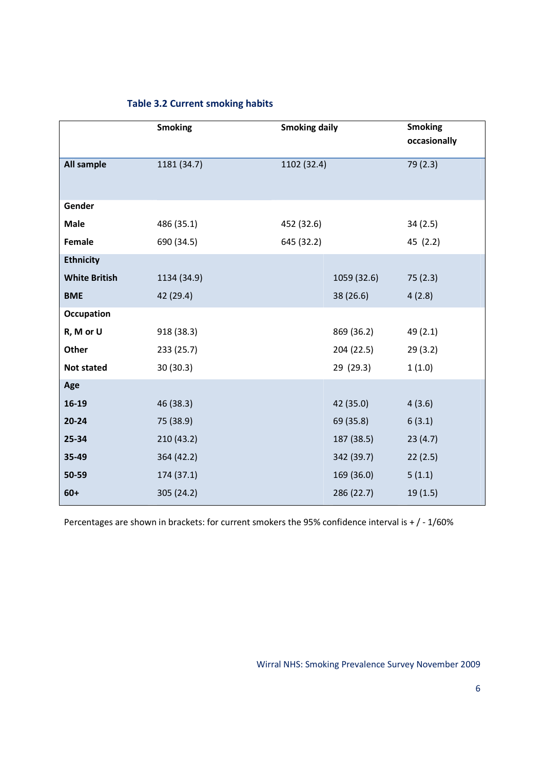### Table 3.2 Current smoking habits

| | Smoking | Smoking daily | Smoking occasionally |
|---|---|---|---|
| **All sample** | 1181 (34.7) | 1102 (32.4) | 79 (2.3) |
| **Gender** | | | |
| **Male** | 486 (35.1) | 452 (32.6) | 34 (2.5) |
| **Female** | 690 (34.5) | 645 (32.2) | 45 (2.2) |
| **Ethnicity** | | | |
| **White British** | 1134 (34.9) | 1059 (32.6) | 75 (2.3) |
| **BME** | 42 (29.4) | 38 (26.6) | 4 (2.8) |
| **Occupation** | | | |
| **R, M or U** | 918 (38.3) | 869 (36.2) | 49 (2.1) |
| **Other** | 233 (25.7) | 204 (22.5) | 29 (3.2) |
| **Not stated** | 30 (30.3) | 29 (29.3) | 1 (1.0) |
| **Age** | | | |
| **16-19** | 46 (38.3) | 42 (35.0) | 4 (3.6) |
| **20-24** | 75 (38.9) | 69 (35.8) | 6 (3.1) |
| **25-34** | 210 (43.2) | 187 (38.5) | 23 (4.7) |
| **35-49** | 364 (42.2) | 342 (39.7) | 22 (2.5) |
| **50-59** | 174 (37.1) | 169 (36.0) | 5 (1.1) |
| **60+** | 305 (24.2) | 286 (22.7) | 19 (1.5) |

Percentages are shown in brackets: for current smokers the 95% confidence interval is + / - 1/60%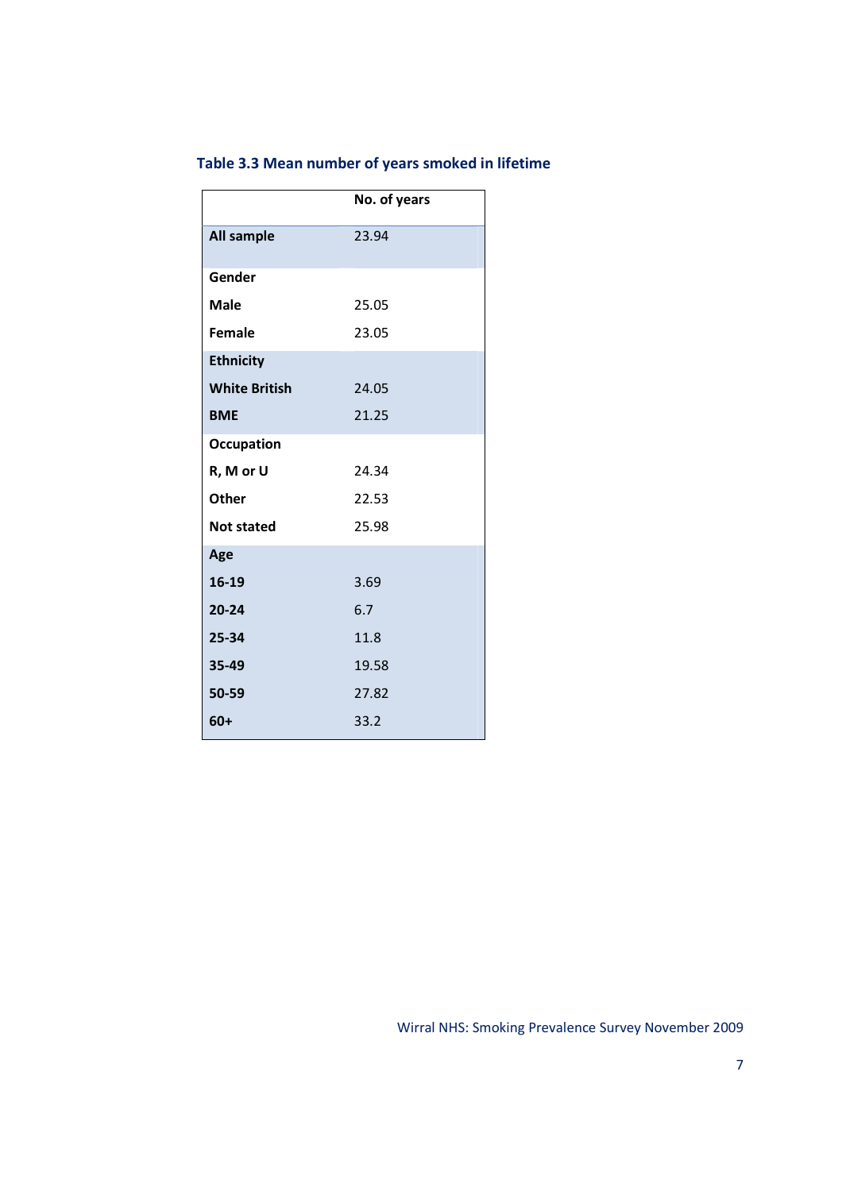### Table 3.3 Mean number of years smoked in lifetime

| | No. of years |
|---|---|
| **All sample** | 23.94 |
| **Gender** | |
| **Male** | 25.05 |
| **Female** | 23.05 |
| **Ethnicity** | |
| **White British** | 24.05 |
| **BME** | 21.25 |
| **Occupation** | |
| **R, M or U** | 24.34 |
| **Other** | 22.53 |
| **Not stated** | 25.98 |
| **Age** | |
| **16-19** | 3.69 |
| **20-24** | 6.7 |
| **25-34** | 11.8 |
| **35-49** | 19.58 |
| **50-59** | 27.82 |
| **60+** | 33.2 |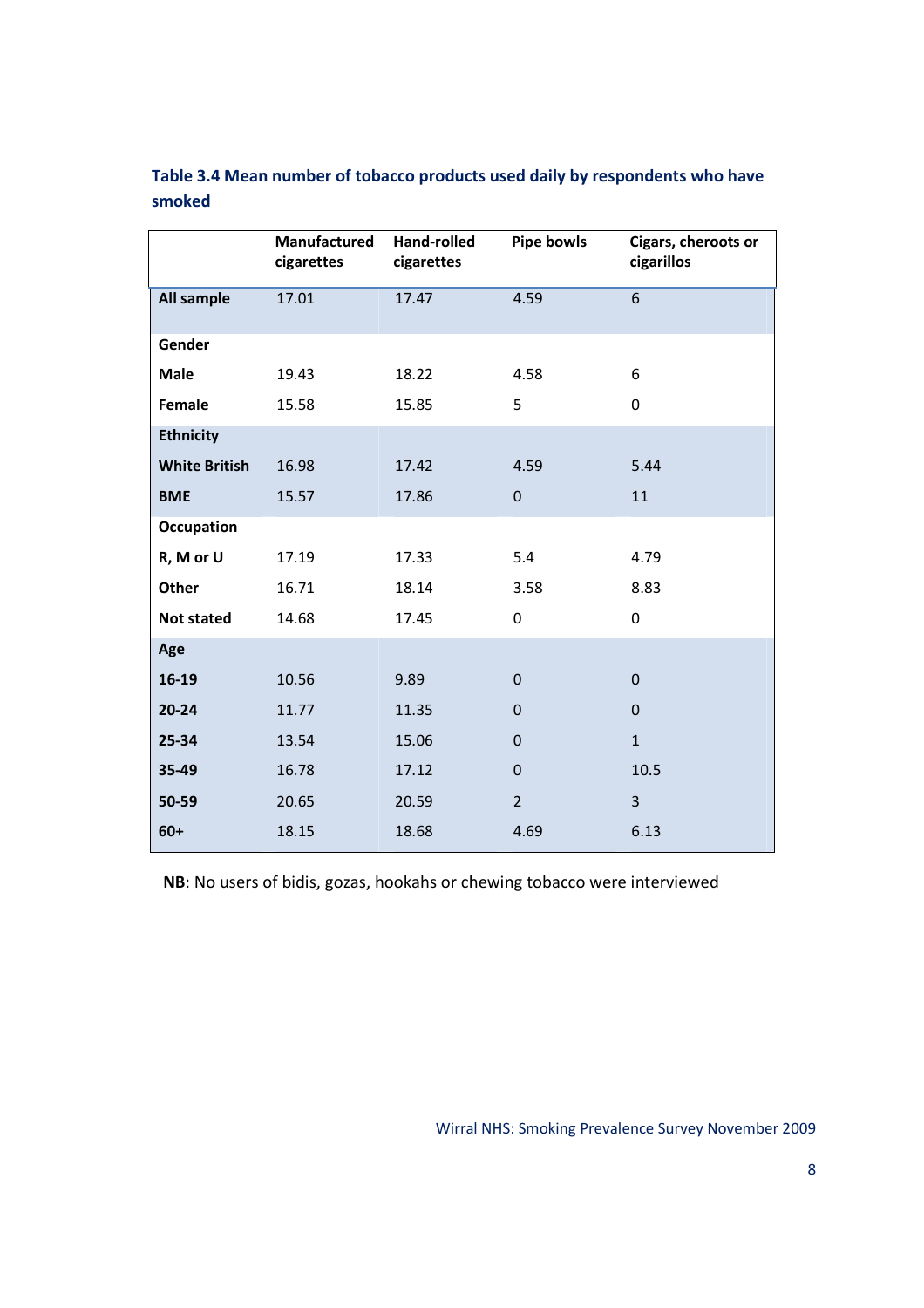### Table 3.4 Mean number of tobacco products used daily by respondents who have smoked

| | Manufactured cigarettes | Hand-rolled cigarettes | Pipe bowls | Cigars, cheroots or cigarillos |
|---|---|---|---|---|
| **All sample** | 17.01 | 17.47 | 4.59 | 6 |
| **Gender** | | | | |
| **Male** | 19.43 | 18.22 | 4.58 | 6 |
| **Female** | 15.58 | 15.85 | 5 | 0 |
| **Ethnicity** | | | | |
| **White British** | 16.98 | 17.42 | 4.59 | 5.44 |
| **BME** | 15.57 | 17.86 | 0 | 11 |
| **Occupation** | | | | |
| **R, M or U** | 17.19 | 17.33 | 5.4 | 4.79 |
| **Other** | 16.71 | 18.14 | 3.58 | 8.83 |
| **Not stated** | 14.68 | 17.45 | 0 | 0 |
| **Age** | | | | |
| **16-19** | 10.56 | 9.89 | 0 | 0 |
| **20-24** | 11.77 | 11.35 | 0 | 0 |
| **25-34** | 13.54 | 15.06 | 0 | 1 |
| **35-49** | 16.78 | 17.12 | 0 | 10.5 |
| **50-59** | 20.65 | 20.59 | 2 | 3 |
| **60+** | 18.15 | 18.68 | 4.69 | 6.13 |

**NB**: No users of bidis, gozas, hookahs or chewing tobacco were interviewed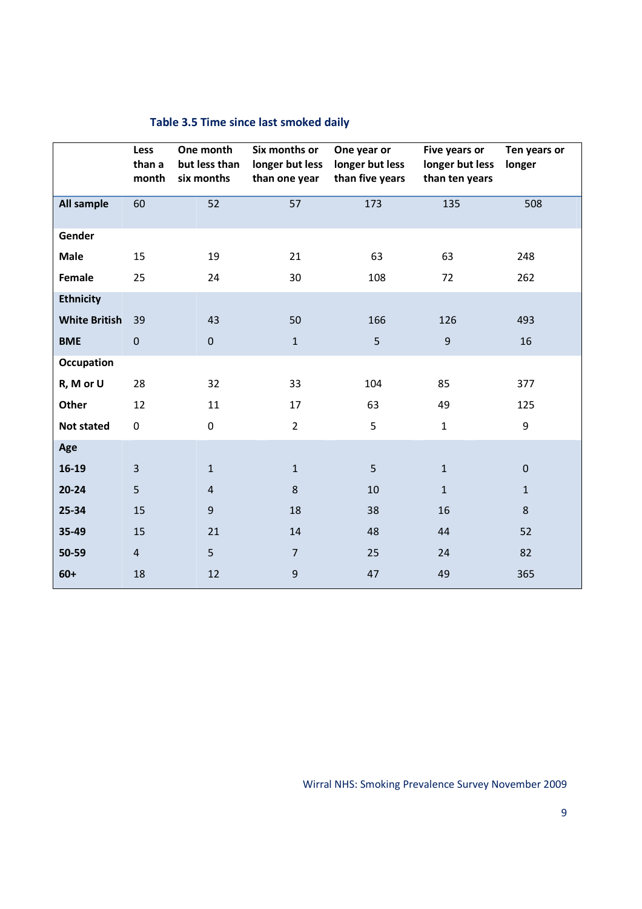**Table 3.5 Time since last smoked daily**

| | Less than a month | One month but less than six months | Six months or longer but less than one year | One year or longer but less than five years | Five years or longer but less than ten years | Ten years or longer |
|---|---|---|---|---|---|---|
| **All sample** | 60 | 52 | 57 | 173 | 135 | 508 |
| **Gender** | | | | | | |
| **Male** | 15 | 19 | 21 | 63 | 63 | 248 |
| **Female** | 25 | 24 | 30 | 108 | 72 | 262 |
| **Ethnicity** | | | | | | |
| **White British** | 39 | 43 | 50 | 166 | 126 | 493 |
| **BME** | 0 | 0 | 1 | 5 | 9 | 16 |
| **Occupation** | | | | | | |
| **R, M or U** | 28 | 32 | 33 | 104 | 85 | 377 |
| **Other** | 12 | 11 | 17 | 63 | 49 | 125 |
| **Not stated** | 0 | 0 | 2 | 5 | 1 | 9 |
| **Age** | | | | | | |
| **16-19** | 3 | 1 | 1 | 5 | 1 | 0 |
| **20-24** | 5 | 4 | 8 | 10 | 1 | 1 |
| **25-34** | 15 | 9 | 18 | 38 | 16 | 8 |
| **35-49** | 15 | 21 | 14 | 48 | 44 | 52 |
| **50-59** | 4 | 5 | 7 | 25 | 24 | 82 |
| **60+** | 18 | 12 | 9 | 47 | 49 | 365 |

Wirral NHS: Smoking Prevalence Survey November 2009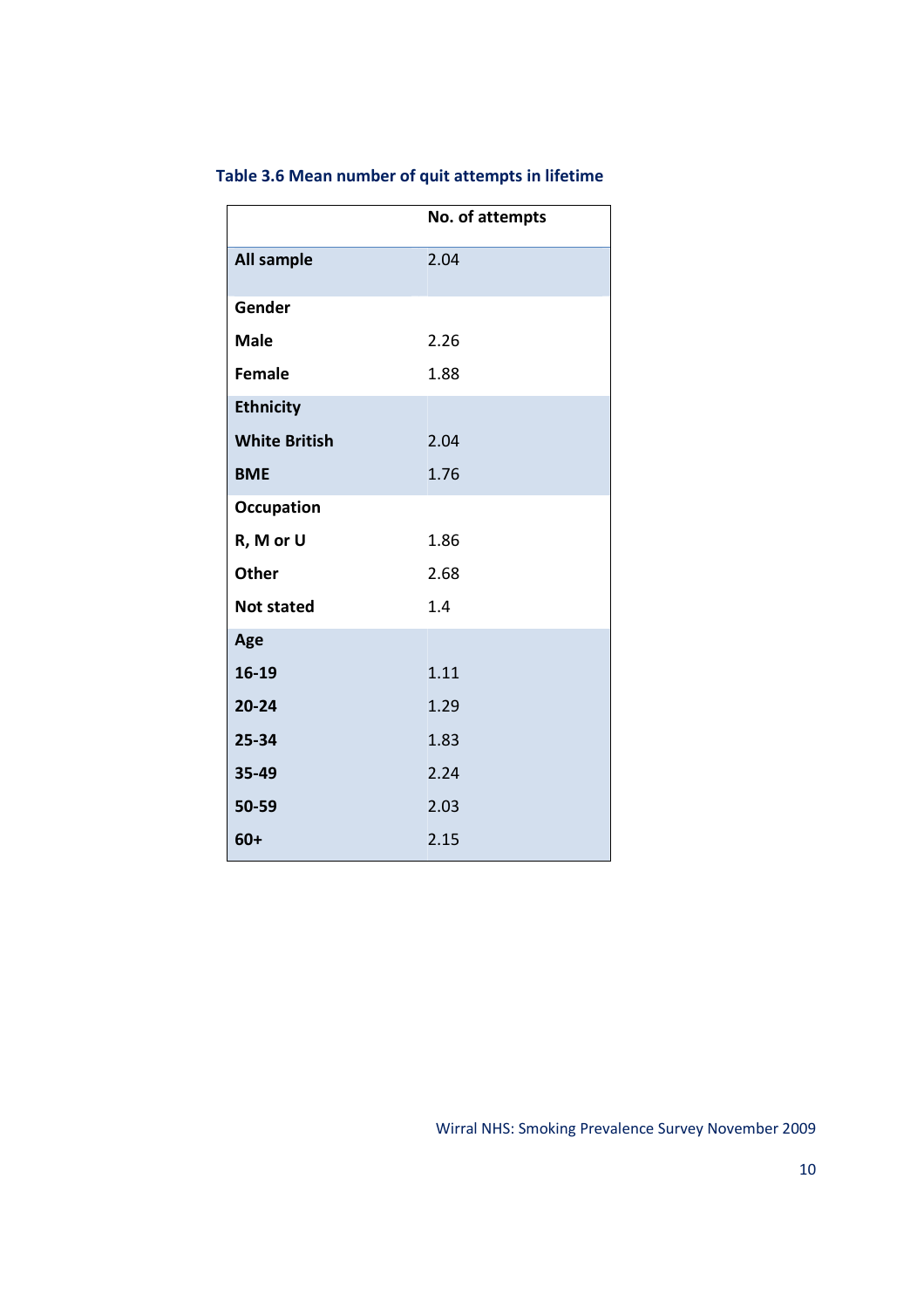**Table 3.6 Mean number of quit attempts in lifetime**

| | No. of attempts |
|---|---|
| **All sample** | 2.04 |
| **Gender** | |
| **Male** | 2.26 |
| **Female** | 1.88 |
| **Ethnicity** | |
| **White British** | 2.04 |
| **BME** | 1.76 |
| **Occupation** | |
| **R, M or U** | 1.86 |
| **Other** | 2.68 |
| **Not stated** | 1.4 |
| **Age** | |
| **16-19** | 1.11 |
| **20-24** | 1.29 |
| **25-34** | 1.83 |
| **35-49** | 2.24 |
| **50-59** | 2.03 |
| **60+** | 2.15 |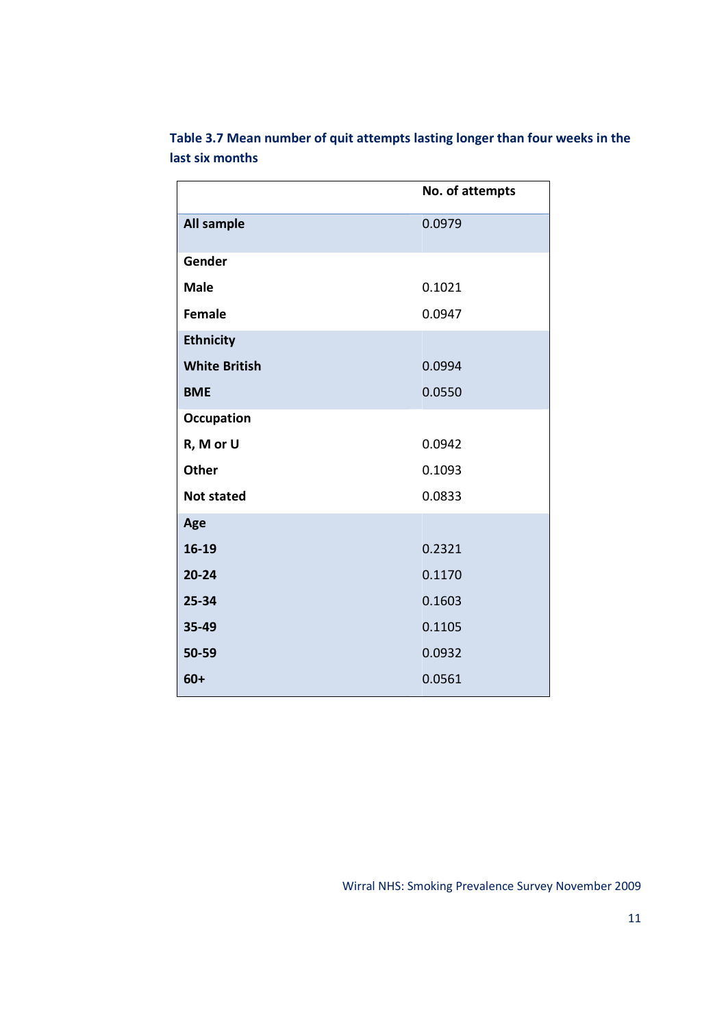**Table 3.7 Mean number of quit attempts lasting longer than four weeks in the last six months**

| | No. of attempts |
|---|---|
| **All sample** | 0.0979 |
| **Gender** | |
| **Male** | 0.1021 |
| **Female** | 0.0947 |
| **Ethnicity** | |
| **White British** | 0.0994 |
| **BME** | 0.0550 |
| **Occupation** | |
| **R, M or U** | 0.0942 |
| **Other** | 0.1093 |
| **Not stated** | 0.0833 |
| **Age** | |
| **16-19** | 0.2321 |
| **20-24** | 0.1170 |
| **25-34** | 0.1603 |
| **35-49** | 0.1105 |
| **50-59** | 0.0932 |
| **60+** | 0.0561 |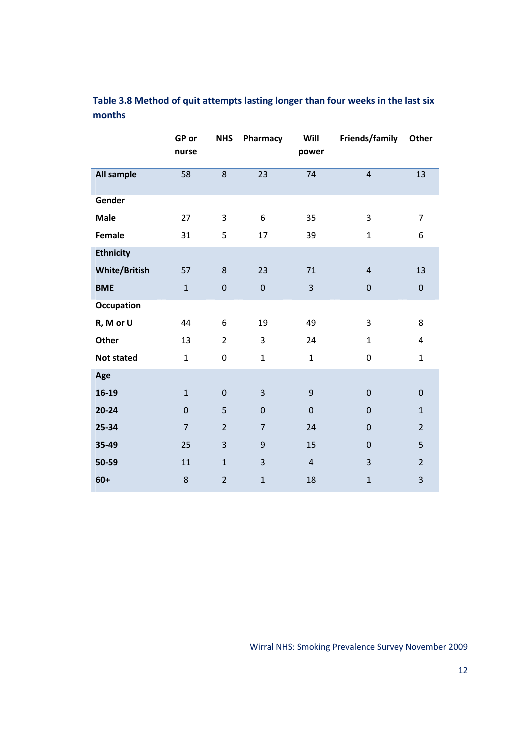### Table 3.8 Method of quit attempts lasting longer than four weeks in the last six months

| | GP or nurse | NHS | Pharmacy | Will power | Friends/family | Other |
|---|---|---|---|---|---|---|
| **All sample** | 58 | 8 | 23 | 74 | 4 | 13 |
| **Gender** | | | | | | |
| **Male** | 27 | 3 | 6 | 35 | 3 | 7 |
| **Female** | 31 | 5 | 17 | 39 | 1 | 6 |
| **Ethnicity** | | | | | | |
| **White/British** | 57 | 8 | 23 | 71 | 4 | 13 |
| **BME** | 1 | 0 | 0 | 3 | 0 | 0 |
| **Occupation** | | | | | | |
| **R, M or U** | 44 | 6 | 19 | 49 | 3 | 8 |
| **Other** | 13 | 2 | 3 | 24 | 1 | 4 |
| **Not stated** | 1 | 0 | 1 | 1 | 0 | 1 |
| **Age** | | | | | | |
| **16-19** | 1 | 0 | 3 | 9 | 0 | 0 |
| **20-24** | 0 | 5 | 0 | 0 | 0 | 1 |
| **25-34** | 7 | 2 | 7 | 24 | 0 | 2 |
| **35-49** | 25 | 3 | 9 | 15 | 0 | 5 |
| **50-59** | 11 | 1 | 3 | 4 | 3 | 2 |
| **60+** | 8 | 2 | 1 | 18 | 1 | 3 |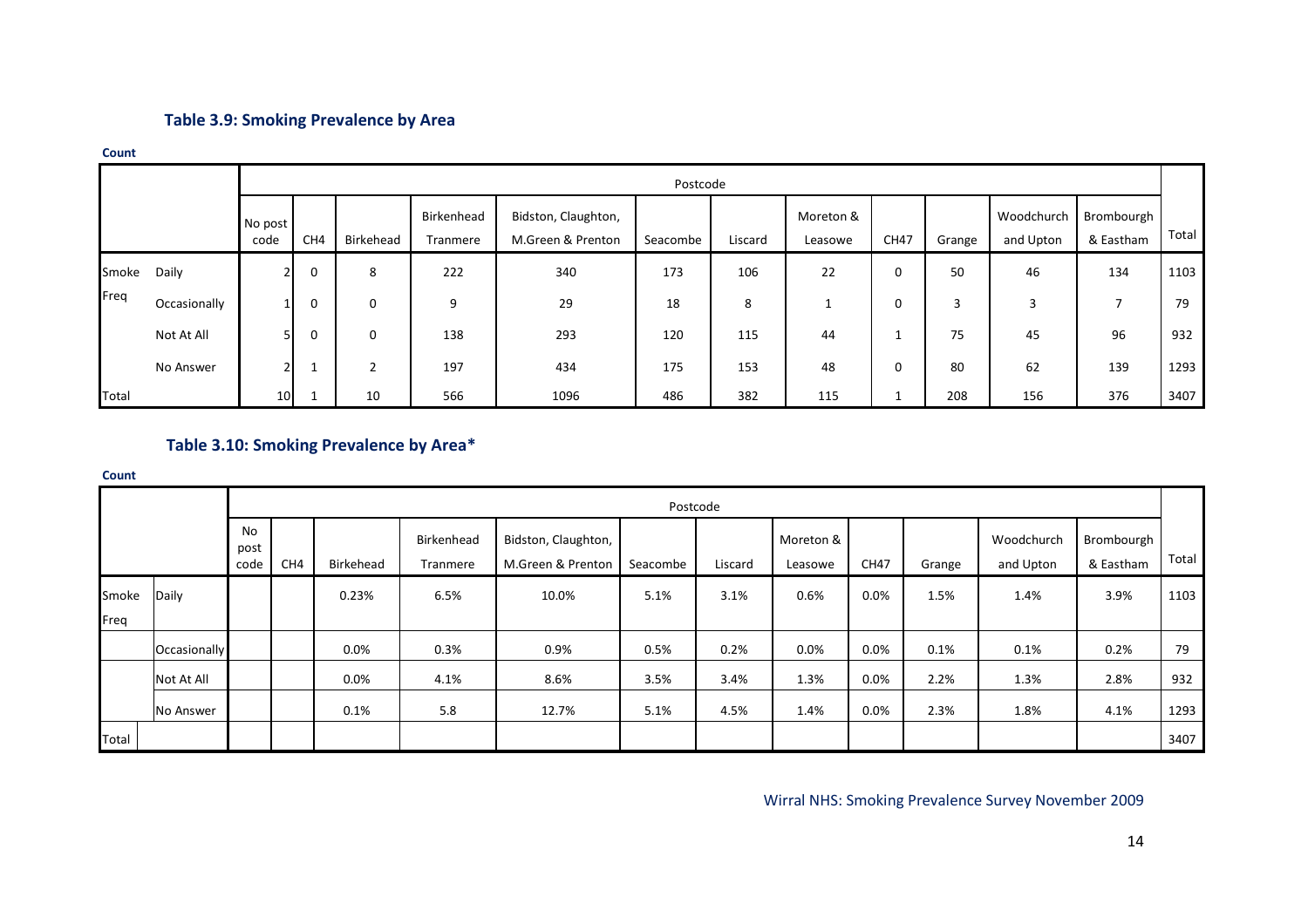### Table 3.9: Smoking Prevalence by Area

**Count**

| | | Postcode | | | | | | | | | | | | Total |
|---|---|---|---|---|---|---|---|---|---|---|---|---|---|---|
| | | No post code | CH4 | Birkehead | Birkenhead Tranmere | Bidston, Claughton, M.Green & Prenton | Seacombe | Liscard | Moreton & Leasowe | CH47 | Grange | Woodchurch and Upton | Bromborugh & Eastham | |
| Smoke Freq | Daily | 2 | 0 | 8 | 222 | 340 | 173 | 106 | 22 | 0 | 50 | 46 | 134 | 1103 |
| | Occasionally | 1 | 0 | 0 | 9 | 29 | 18 | 8 | 1 | 0 | 3 | 3 | 7 | 79 |
| | Not At All | 5 | 0 | 0 | 138 | 293 | 120 | 115 | 44 | 1 | 75 | 45 | 96 | 932 |
| | No Answer | 2 | 1 | 2 | 197 | 434 | 175 | 153 | 48 | 0 | 80 | 62 | 139 | 1293 |
| Total | | 10 | 1 | 10 | 566 | 1096 | 486 | 382 | 115 | 1 | 208 | 156 | 376 | 3407 |

### Table 3.10: Smoking Prevalence by Area*

**Count**

| | | Postcode | | | | | | | | | | | | Total |
|---|---|---|---|---|---|---|---|---|---|---|---|---|---|---|
| | | No post code | CH4 | Birkehead | Birkenhead Tranmere | Bidston, Claughton, M.Green & Prenton | Seacombe | Liscard | Moreton & Leasowe | CH47 | Grange | Woodchurch and Upton | Bromborugh & Eastham | |
| Smoke Freq | Daily | | | 0.23% | 6.5% | 10.0% | 5.1% | 3.1% | 0.6% | 0.0% | 1.5% | 1.4% | 3.9% | 1103 |
| | Occasionally | | | 0.0% | 0.3% | 0.9% | 0.5% | 0.2% | 0.0% | 0.0% | 0.1% | 0.1% | 0.2% | 79 |
| | Not At All | | | 0.0% | 4.1% | 8.6% | 3.5% | 3.4% | 1.3% | 0.0% | 2.2% | 1.3% | 2.8% | 932 |
| | No Answer | | | 0.1% | 5.8 | 12.7% | 5.1% | 4.5% | 1.4% | 0.0% | 2.3% | 1.8% | 4.1% | 1293 |
| Total | | | | | | | | | | | | | | 3407 |

Wirral NHS: Smoking Prevalence Survey November 2009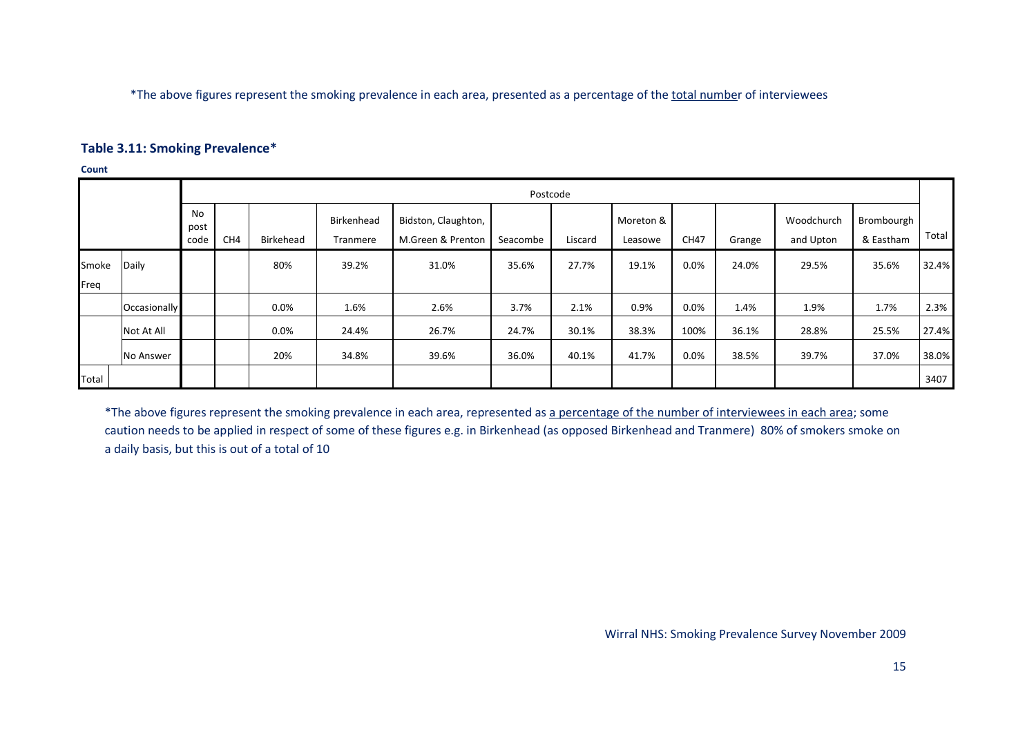*The above figures represent the smoking prevalence in each area, presented as a percentage of the total number of interviewees

### Table 3.11: Smoking Prevalence*

**Count**

| | | Postcode | | | | | | | | | | | | | |
|---|---|---|---|---|---|---|---|---|---|---|---|---|---|---|---|
| | | No post code | CH4 | Birkehead | Birkenhead Tranmere | Bidston, Claughton, M.Green & Prenton | Seacombe | Liscard | Moreton & Leasowe | CH47 | Grange | Woodchurch and Upton | Brombourgh & Eastham | Total |
| Smoke Freq | Daily | | | 80% | 39.2% | 31.0% | 35.6% | 27.7% | 19.1% | 0.0% | 24.0% | 29.5% | 35.6% | 32.4% |
| | Occasionally | | | 0.0% | 1.6% | 2.6% | 3.7% | 2.1% | 0.9% | 0.0% | 1.4% | 1.9% | 1.7% | 2.3% |
| | Not At All | | | 0.0% | 24.4% | 26.7% | 24.7% | 30.1% | 38.3% | 100% | 36.1% | 28.8% | 25.5% | 27.4% |
| | No Answer | | | 20% | 34.8% | 39.6% | 36.0% | 40.1% | 41.7% | 0.0% | 38.5% | 39.7% | 37.0% | 38.0% |
| Total | | | | | | | | | | | | | | 3407 |

*The above figures represent the smoking prevalence in each area, represented as a percentage of the number of interviewees in each area; some caution needs to be applied in respect of some of these figures e.g. in Birkenhead (as opposed Birkenhead and Tranmere) 80% of smokers smoke on a daily basis, but this is out of a total of 10

Wirral NHS: Smoking Prevalence Survey November 2009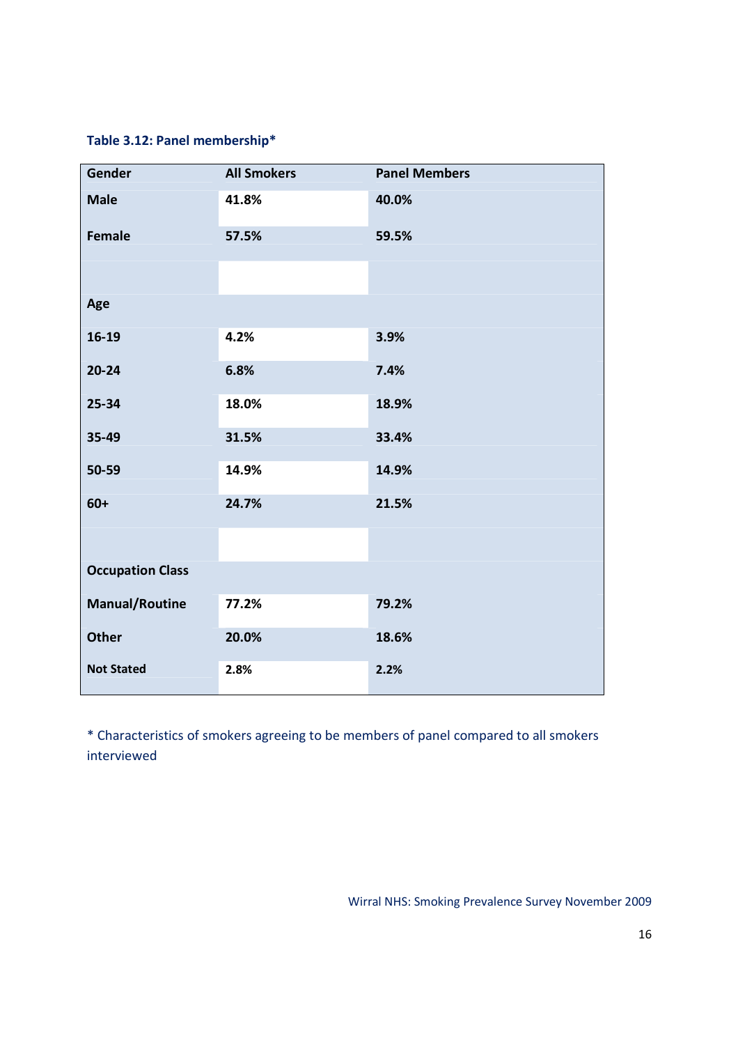**Table 3.12: Panel membership***

| Gender | All Smokers | Panel Members |
|---|---|---|
| **Male** | **41.8%** | **40.0%** |
| **Female** | **57.5%** | **59.5%** |
| | | |
| **Age** | | |
| **16-19** | **4.2%** | **3.9%** |
| **20-24** | **6.8%** | **7.4%** |
| **25-34** | **18.0%** | **18.9%** |
| **35-49** | **31.5%** | **33.4%** |
| **50-59** | **14.9%** | **14.9%** |
| **60+** | **24.7%** | **21.5%** |
| | | |
| **Occupation Class** | | |
| **Manual/Routine** | **77.2%** | **79.2%** |
| **Other** | **20.0%** | **18.6%** |
| **Not Stated** | **2.8%** | **2.2%** |

* Characteristics of smokers agreeing to be members of panel compared to all smokers interviewed